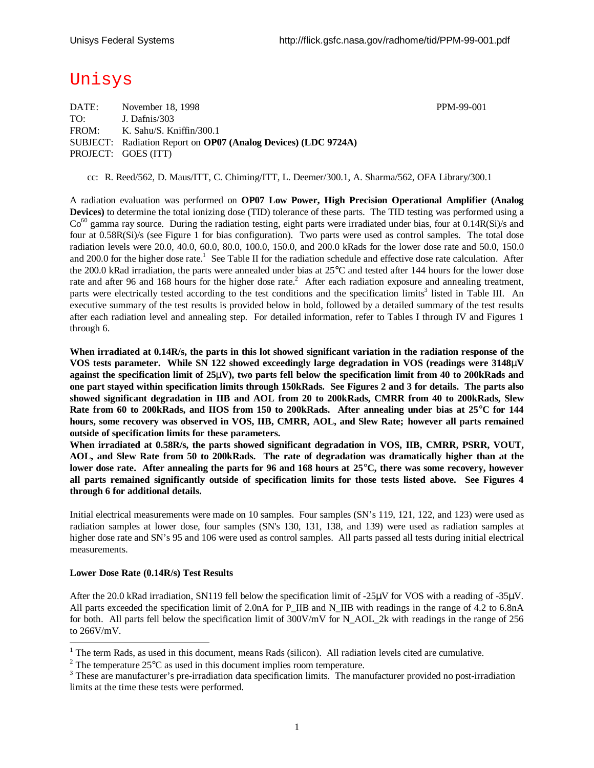# Unisys

DATE: November 18, 1998 PPM-99-001
TO: J. Dafnis/303
FROM: K. Sahu/S. Kniffin/300.1
SUBJECT: Radiation Report on **OP07 (Analog Devices) (LDC 9724A)**
PROJECT: GOES (ITT)

cc: R. Reed/562, D. Maus/ITT, C. Chiming/ITT, L. Deemer/300.1, A. Sharma/562, OFA Library/300.1

A radiation evaluation was performed on **OP07 Low Power, High Precision Operational Amplifier (Analog Devices)** to determine the total ionizing dose (TID) tolerance of these parts. The TID testing was performed using a $Co^{60}$ gamma ray source. During the radiation testing, eight parts were irradiated under bias, four at 0.14R(Si)/s and four at 0.58R(Si)/s (see Figure 1 for bias configuration). Two parts were used as control samples. The total dose radiation levels were 20.0, 40.0, 60.0, 80.0, 100.0, 150.0, and 200.0 kRads for the lower dose rate and 50.0, 150.0 and 200.0 for the higher dose rate.[1] See Table II for the radiation schedule and effective dose rate calculation. After the 200.0 kRad irradiation, the parts were annealed under bias at 25°C and tested after 144 hours for the lower dose rate and after 96 and 168 hours for the higher dose rate.[2] After each radiation exposure and annealing treatment, parts were electrically tested according to the test conditions and the specification limits[3] listed in Table III. An executive summary of the test results is provided below in bold, followed by a detailed summary of the test results after each radiation level and annealing step. For detailed information, refer to Tables I through IV and Figures 1 through 6.

**When irradiated at 0.14R/s, the parts in this lot showed significant variation in the radiation response of the VOS tests parameter. While SN 122 showed exceedingly large degradation in VOS (readings were 3148μV against the specification limit of 25μV), two parts fell below the specification limit from 40 to 200kRads and one part stayed within specification limits through 150kRads. See Figures 2 and 3 for details. The parts also showed significant degradation in IIB and AOL from 20 to 200kRads, CMRR from 40 to 200kRads, Slew Rate from 60 to 200kRads, and IIOS from 150 to 200kRads. After annealing under bias at 25°C for 144 hours, some recovery was observed in VOS, IIB, CMRR, AOL, and Slew Rate; however all parts remained outside of specification limits for these parameters.**
**When irradiated at 0.58R/s, the parts showed significant degradation in VOS, IIB, CMRR, PSRR, VOUT, AOL, and Slew Rate from 50 to 200kRads. The rate of degradation was dramatically higher than at the lower dose rate. After annealing the parts for 96 and 168 hours at 25°C, there was some recovery, however all parts remained significantly outside of specification limits for those tests listed above. See Figures 4 through 6 for additional details.**

Initial electrical measurements were made on 10 samples. Four samples (SN's 119, 121, 122, and 123) were used as radiation samples at lower dose, four samples (SN's 130, 131, 138, and 139) were used as radiation samples at higher dose rate and SN's 95 and 106 were used as control samples. All parts passed all tests during initial electrical measurements.

**Lower Dose Rate (0.14R/s) Test Results**

After the 20.0 kRad irradiation, SN119 fell below the specification limit of -25μV for VOS with a reading of -35μV. All parts exceeded the specification limit of 2.0nA for P_IIB and N_IIB with readings in the range of 4.2 to 6.8nA for both. All parts fell below the specification limit of 300V/mV for N_AOL_2k with readings in the range of 256 to 266V/mV.

---

[1] The term Rads, as used in this document, means Rads (silicon). All radiation levels cited are cumulative.
[2] The temperature 25°C as used in this document implies room temperature.
[3] These are manufacturer's pre-irradiation data specification limits. The manufacturer provided no post-irradiation limits at the time these tests were performed.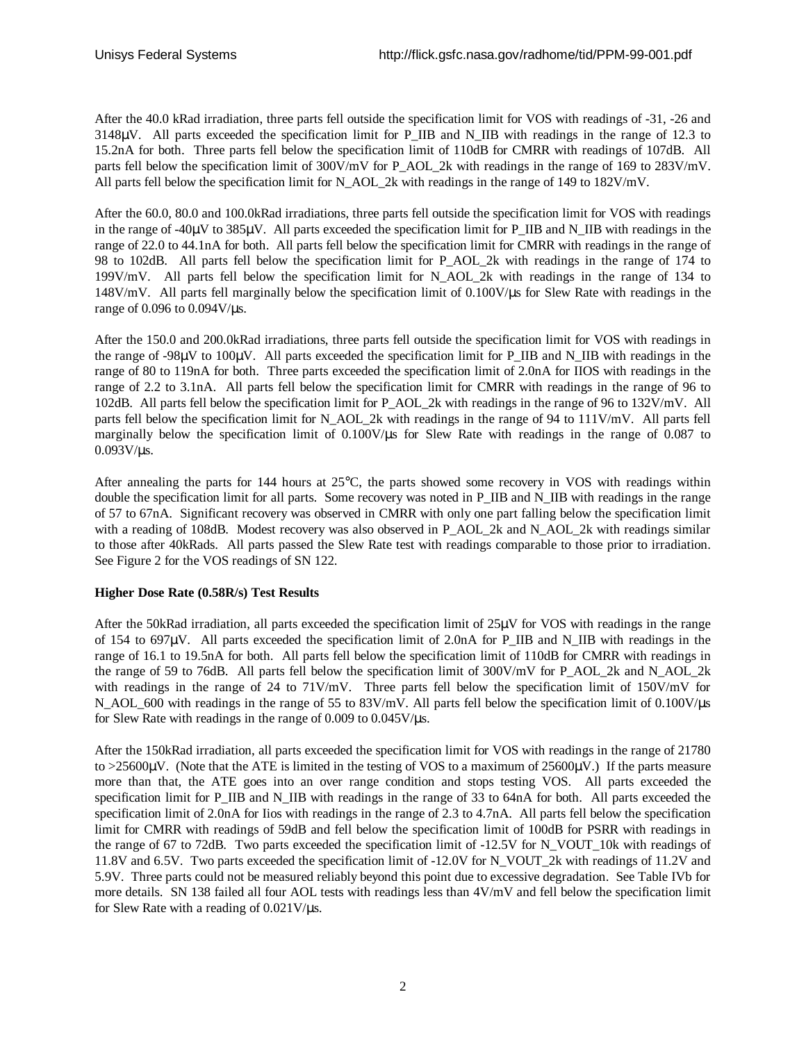After the 40.0 kRad irradiation, three parts fell outside the specification limit for VOS with readings of -31, -26 and 3148μV. All parts exceeded the specification limit for P_IIB and N_IIB with readings in the range of 12.3 to 15.2nA for both. Three parts fell below the specification limit of 110dB for CMRR with readings of 107dB. All parts fell below the specification limit of 300V/mV for P_AOL_2k with readings in the range of 169 to 283V/mV. All parts fell below the specification limit for N_AOL_2k with readings in the range of 149 to 182V/mV.

After the 60.0, 80.0 and 100.0kRad irradiations, three parts fell outside the specification limit for VOS with readings in the range of -40μV to 385μV. All parts exceeded the specification limit for P_IIB and N_IIB with readings in the range of 22.0 to 44.1nA for both. All parts fell below the specification limit for CMRR with readings in the range of 98 to 102dB. All parts fell below the specification limit for P_AOL_2k with readings in the range of 174 to 199V/mV. All parts fell below the specification limit for N_AOL_2k with readings in the range of 134 to 148V/mV. All parts fell marginally below the specification limit of 0.100V/μs for Slew Rate with readings in the range of 0.096 to 0.094V/μs.

After the 150.0 and 200.0kRad irradiations, three parts fell outside the specification limit for VOS with readings in the range of -98μV to 100μV. All parts exceeded the specification limit for P_IIB and N_IIB with readings in the range of 80 to 119nA for both. Three parts exceeded the specification limit of 2.0nA for IIOS with readings in the range of 2.2 to 3.1nA. All parts fell below the specification limit for CMRR with readings in the range of 96 to 102dB. All parts fell below the specification limit for P_AOL_2k with readings in the range of 96 to 132V/mV. All parts fell below the specification limit for N_AOL_2k with readings in the range of 94 to 111V/mV. All parts fell marginally below the specification limit of 0.100V/μs for Slew Rate with readings in the range of 0.087 to 0.093V/μs.

After annealing the parts for 144 hours at 25°C, the parts showed some recovery in VOS with readings within double the specification limit for all parts. Some recovery was noted in P_IIB and N_IIB with readings in the range of 57 to 67nA. Significant recovery was observed in CMRR with only one part falling below the specification limit with a reading of 108dB. Modest recovery was also observed in P_AOL_2k and N_AOL_2k with readings similar to those after 40kRads. All parts passed the Slew Rate test with readings comparable to those prior to irradiation. See Figure 2 for the VOS readings of SN 122.

**Higher Dose Rate (0.58R/s) Test Results**

After the 50kRad irradiation, all parts exceeded the specification limit of 25μV for VOS with readings in the range of 154 to 697μV. All parts exceeded the specification limit of 2.0nA for P_IIB and N_IIB with readings in the range of 16.1 to 19.5nA for both. All parts fell below the specification limit of 110dB for CMRR with readings in the range of 59 to 76dB. All parts fell below the specification limit of 300V/mV for P_AOL_2k and N_AOL_2k with readings in the range of 24 to 71V/mV. Three parts fell below the specification limit of 150V/mV for N_AOL_600 with readings in the range of 55 to 83V/mV. All parts fell below the specification limit of 0.100V/μs for Slew Rate with readings in the range of 0.009 to 0.045V/μs.

After the 150kRad irradiation, all parts exceeded the specification limit for VOS with readings in the range of 21780 to >25600μV. (Note that the ATE is limited in the testing of VOS to a maximum of 25600μV.) If the parts measure more than that, the ATE goes into an over range condition and stops testing VOS. All parts exceeded the specification limit for P_IIB and N_IIB with readings in the range of 33 to 64nA for both. All parts exceeded the specification limit of 2.0nA for Iios with readings in the range of 2.3 to 4.7nA. All parts fell below the specification limit for CMRR with readings of 59dB and fell below the specification limit of 100dB for PSRR with readings in the range of 67 to 72dB. Two parts exceeded the specification limit of -12.5V for N_VOUT_10k with readings of 11.8V and 6.5V. Two parts exceeded the specification limit of -12.0V for N_VOUT_2k with readings of 11.2V and 5.9V. Three parts could not be measured reliably beyond this point due to excessive degradation. See Table IVb for more details. SN 138 failed all four AOL tests with readings less than 4V/mV and fell below the specification limit for Slew Rate with a reading of 0.021V/μs.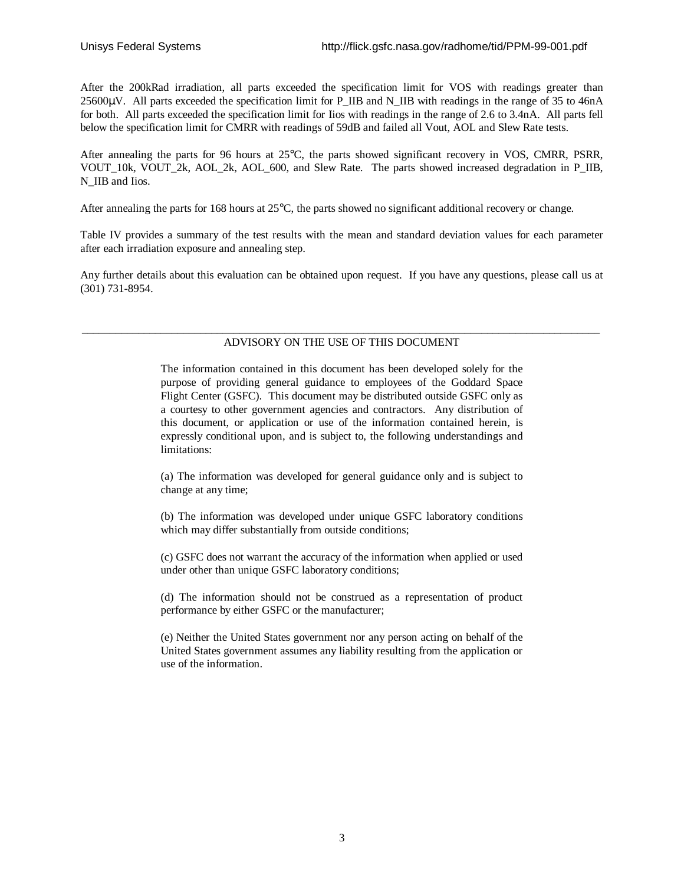After the 200kRad irradiation, all parts exceeded the specification limit for VOS with readings greater than 25600µV. All parts exceeded the specification limit for P_IIB and N_IIB with readings in the range of 35 to 46nA for both. All parts exceeded the specification limit for Iios with readings in the range of 2.6 to 3.4nA. All parts fell below the specification limit for CMRR with readings of 59dB and failed all Vout, AOL and Slew Rate tests.

After annealing the parts for 96 hours at 25°C, the parts showed significant recovery in VOS, CMRR, PSRR, VOUT_10k, VOUT_2k, AOL_2k, AOL_600, and Slew Rate. The parts showed increased degradation in P_IIB, N_IIB and Iios.

After annealing the parts for 168 hours at 25°C, the parts showed no significant additional recovery or change.

Table IV provides a summary of the test results with the mean and standard deviation values for each parameter after each irradiation exposure and annealing step.

Any further details about this evaluation can be obtained upon request. If you have any questions, please call us at (301) 731-8954.

---

ADVISORY ON THE USE OF THIS DOCUMENT

The information contained in this document has been developed solely for the purpose of providing general guidance to employees of the Goddard Space Flight Center (GSFC). This document may be distributed outside GSFC only as a courtesy to other government agencies and contractors. Any distribution of this document, or application or use of the information contained herein, is expressly conditional upon, and is subject to, the following understandings and limitations:

(a) The information was developed for general guidance only and is subject to change at any time;

(b) The information was developed under unique GSFC laboratory conditions which may differ substantially from outside conditions;

(c) GSFC does not warrant the accuracy of the information when applied or used under other than unique GSFC laboratory conditions;

(d) The information should not be construed as a representation of product performance by either GSFC or the manufacturer;

(e) Neither the United States government nor any person acting on behalf of the United States government assumes any liability resulting from the application or use of the information.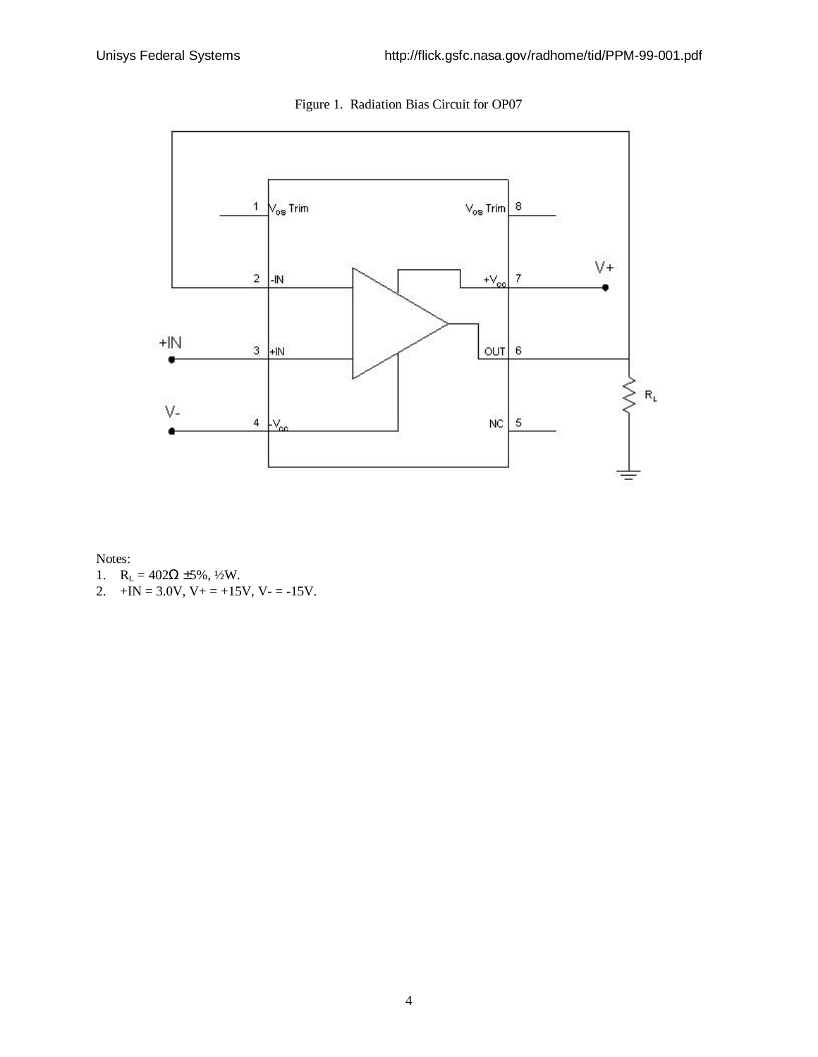Figure 1. Radiation Bias Circuit for OP07

Notes:

1. $R_L$ = 402Ω ±5%, ½W.
2. +IN = 3.0V, V+ = +15V, V- = -15V.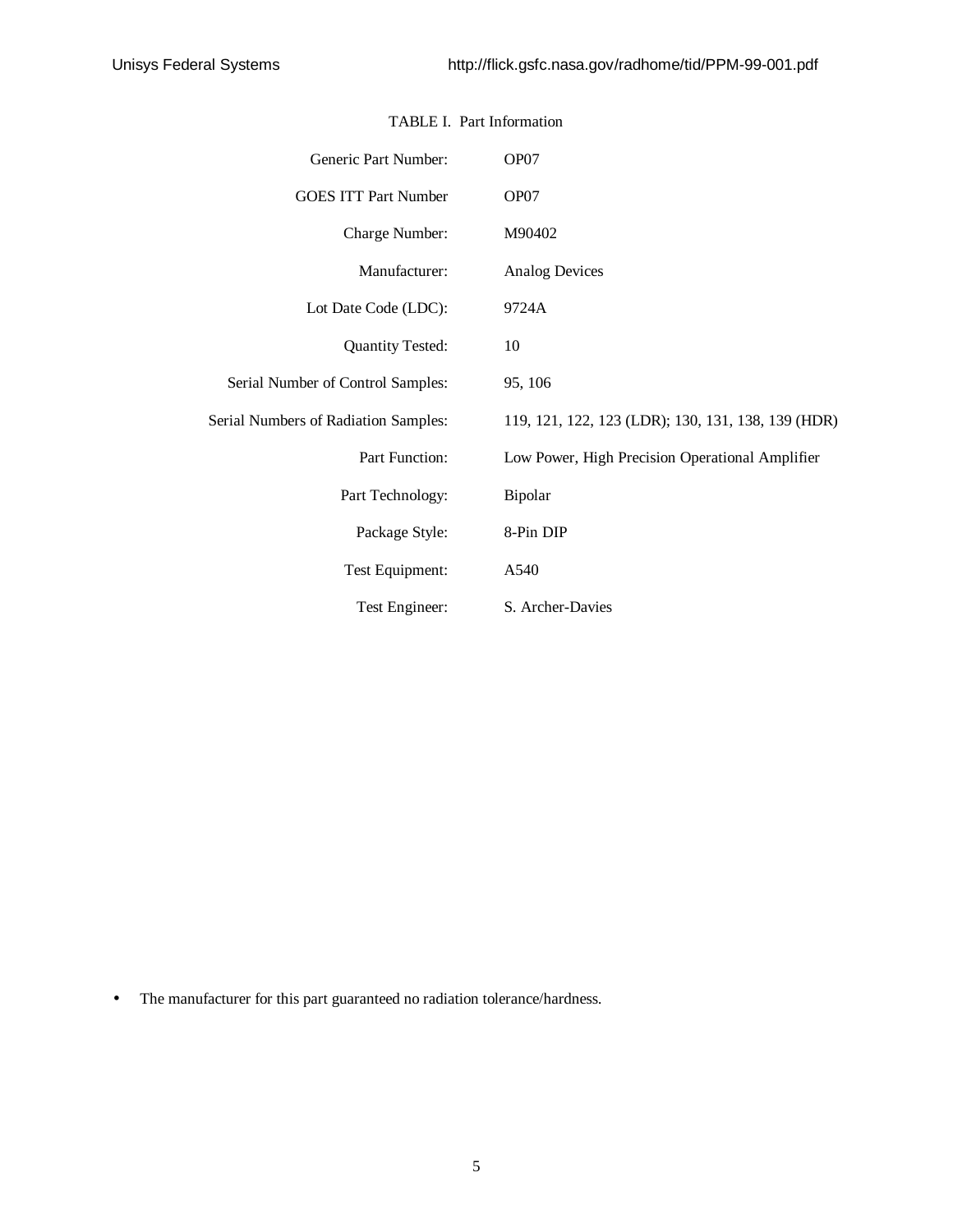TABLE I. Part Information

| | |
|---|---|
| Generic Part Number: | OP07 |
| GOES ITT Part Number | OP07 |
| Charge Number: | M90402 |
| Manufacturer: | Analog Devices |
| Lot Date Code (LDC): | 9724A |
| Quantity Tested: | 10 |
| Serial Number of Control Samples: | 95, 106 |
| Serial Numbers of Radiation Samples: | 119, 121, 122, 123 (LDR); 130, 131, 138, 139 (HDR) |
| Part Function: | Low Power, High Precision Operational Amplifier |
| Part Technology: | Bipolar |
| Package Style: | 8-Pin DIP |
| Test Equipment: | A540 |
| Test Engineer: | S. Archer-Davies |

- The manufacturer for this part guaranteed no radiation tolerance/hardness.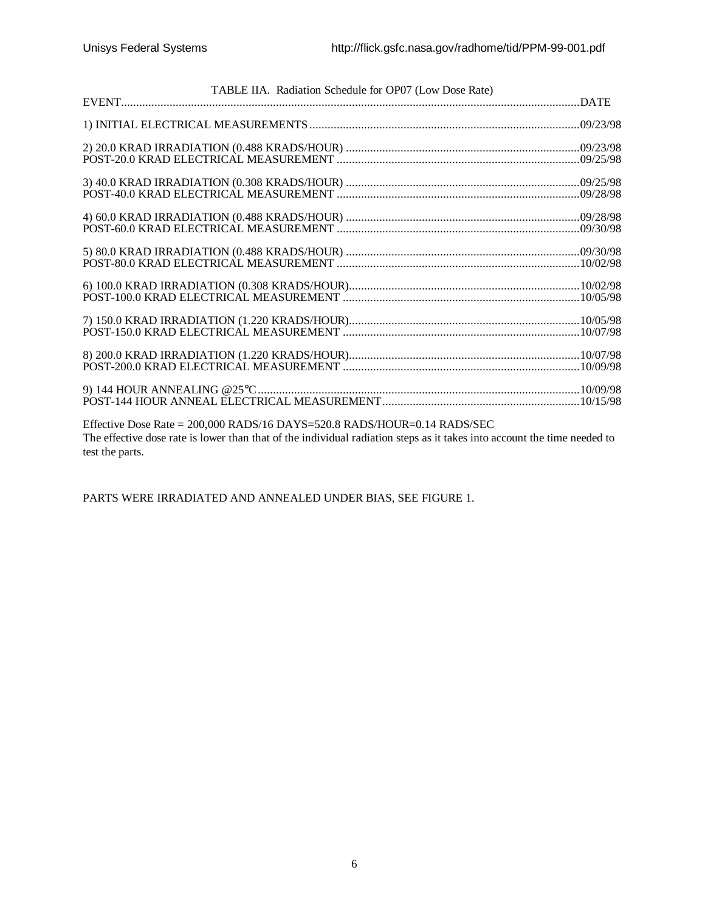TABLE IIA. Radiation Schedule for OP07 (Low Dose Rate)

| EVENT | DATE |
|---|---|
| 1) INITIAL ELECTRICAL MEASUREMENTS | 09/23/98 |
| 2) 20.0 KRAD IRRADIATION (0.488 KRADS/HOUR) | 09/23/98 |
| POST-20.0 KRAD ELECTRICAL MEASUREMENT | 09/25/98 |
| 3) 40.0 KRAD IRRADIATION (0.308 KRADS/HOUR) | 09/25/98 |
| POST-40.0 KRAD ELECTRICAL MEASUREMENT | 09/28/98 |
| 4) 60.0 KRAD IRRADIATION (0.488 KRADS/HOUR) | 09/28/98 |
| POST-60.0 KRAD ELECTRICAL MEASUREMENT | 09/30/98 |
| 5) 80.0 KRAD IRRADIATION (0.488 KRADS/HOUR) | 09/30/98 |
| POST-80.0 KRAD ELECTRICAL MEASUREMENT | 10/02/98 |
| 6) 100.0 KRAD IRRADIATION (0.308 KRADS/HOUR) | 10/02/98 |
| POST-100.0 KRAD ELECTRICAL MEASUREMENT | 10/05/98 |
| 7) 150.0 KRAD IRRADIATION (1.220 KRADS/HOUR) | 10/05/98 |
| POST-150.0 KRAD ELECTRICAL MEASUREMENT | 10/07/98 |
| 8) 200.0 KRAD IRRADIATION (1.220 KRADS/HOUR) | 10/07/98 |
| POST-200.0 KRAD ELECTRICAL MEASUREMENT | 10/09/98 |
| 9) 144 HOUR ANNEALING @25°C | 10/09/98 |
| POST-144 HOUR ANNEAL ELECTRICAL MEASUREMENT | 10/15/98 |

Effective Dose Rate = 200,000 RADS/16 DAYS=520.8 RADS/HOUR=0.14 RADS/SEC
The effective dose rate is lower than that of the individual radiation steps as it takes into account the time needed to test the parts.

PARTS WERE IRRADIATED AND ANNEALED UNDER BIAS, SEE FIGURE 1.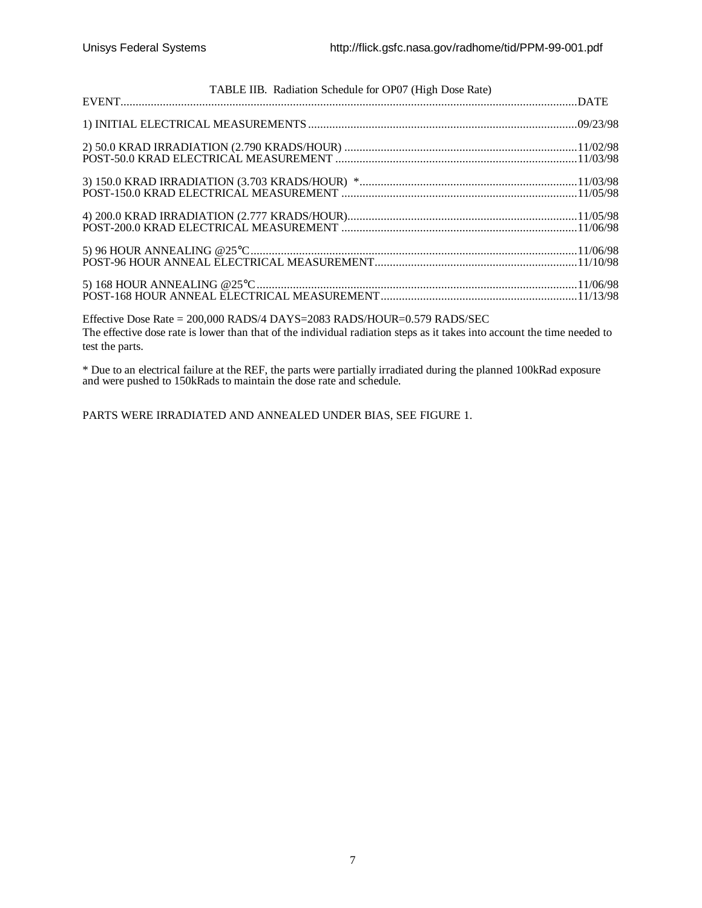TABLE IIB. Radiation Schedule for OP07 (High Dose Rate)

| EVENT | DATE |
| --- | --- |
| 1) INITIAL ELECTRICAL MEASUREMENTS | 09/23/98 |
| 2) 50.0 KRAD IRRADIATION (2.790 KRADS/HOUR) | 11/02/98 |
| POST-50.0 KRAD ELECTRICAL MEASUREMENT | 11/03/98 |
| 3) 150.0 KRAD IRRADIATION (3.703 KRADS/HOUR) * | 11/03/98 |
| POST-150.0 KRAD ELECTRICAL MEASUREMENT | 11/05/98 |
| 4) 200.0 KRAD IRRADIATION (2.777 KRADS/HOUR) | 11/05/98 |
| POST-200.0 KRAD ELECTRICAL MEASUREMENT | 11/06/98 |
| 5) 96 HOUR ANNEALING @25°C | 11/06/98 |
| POST-96 HOUR ANNEAL ELECTRICAL MEASUREMENT | 11/10/98 |
| 5) 168 HOUR ANNEALING @25°C | 11/06/98 |
| POST-168 HOUR ANNEAL ELECTRICAL MEASUREMENT | 11/13/98 |

Effective Dose Rate = 200,000 RADS/4 DAYS=2083 RADS/HOUR=0.579 RADS/SEC

The effective dose rate is lower than that of the individual radiation steps as it takes into account the time needed to test the parts.

* Due to an electrical failure at the REF, the parts were partially irradiated during the planned 100kRad exposure and were pushed to 150kRads to maintain the dose rate and schedule.

PARTS WERE IRRADIATED AND ANNEALED UNDER BIAS, SEE FIGURE 1.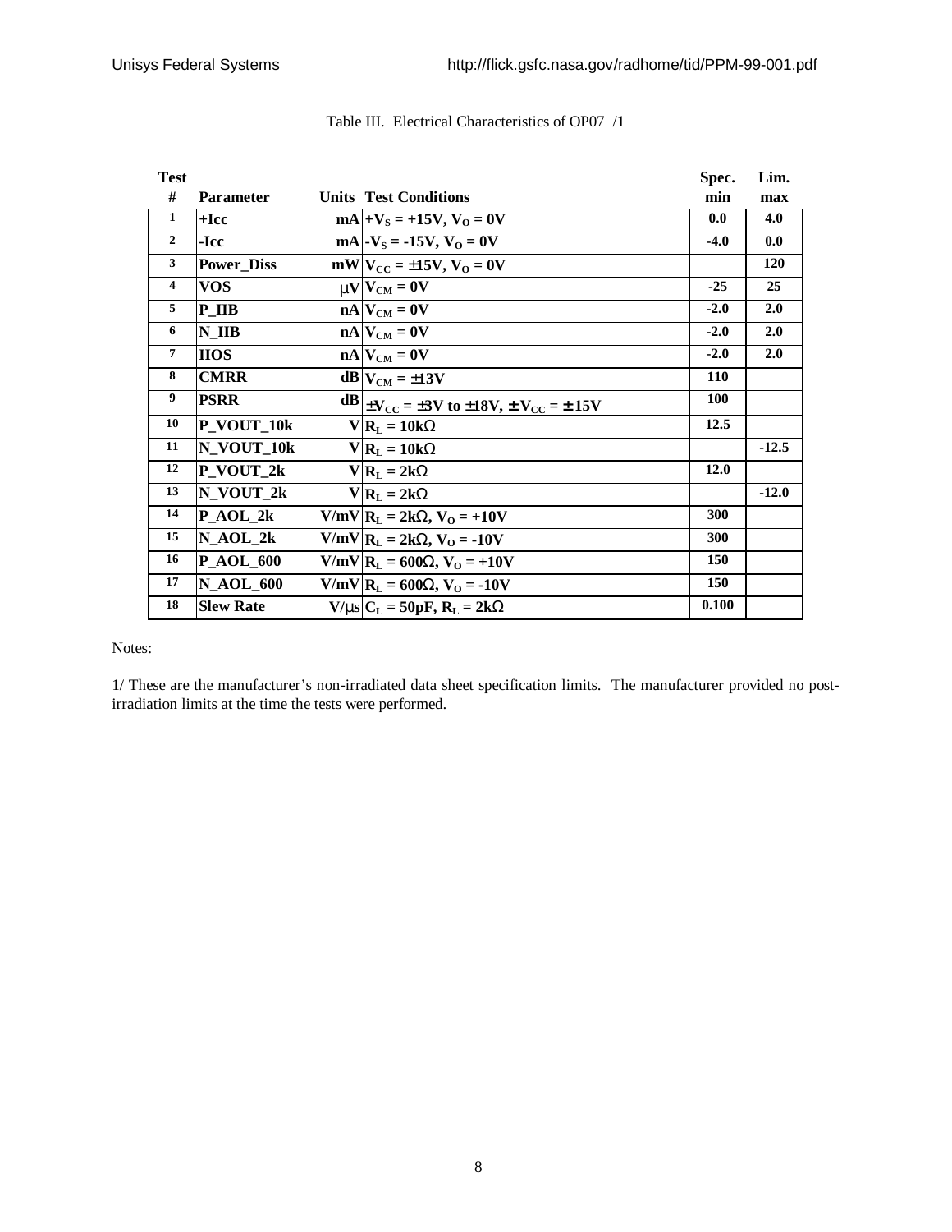Table III. Electrical Characteristics of OP07 /1

| Test # | Parameter | Units | Test Conditions | Spec. min | Lim. max |
|---|---|---|---|---|---|
| 1 | +Icc | mA | $+V_S = +15V$, $V_O = 0V$ | 0.0 | 4.0 |
| 2 | -Icc | mA | $-V_S = -15V$, $V_O = 0V$ | -4.0 | 0.0 |
| 3 | Power_Diss | mW | $V_{CC} = \pm15V$, $V_O = 0V$ | | 120 |
| 4 | VOS | μV | $V_{CM} = 0V$ | -25 | 25 |
| 5 | P_IIB | nA | $V_{CM} = 0V$ | -2.0 | 2.0 |
| 6 | N_IIB | nA | $V_{CM} = 0V$ | -2.0 | 2.0 |
| 7 | IIOS | nA | $V_{CM} = 0V$ | -2.0 | 2.0 |
| 8 | CMRR | dB | $V_{CM} = \pm13V$ | 110 | |
| 9 | PSRR | dB | $\pm V_{CC} = \pm3V$ to $\pm18V$, $\pm V_{CC} = \pm 15V$ | 100 | |
| 10 | P_VOUT_10k | V | $R_L = 10k\Omega$ | 12.5 | |
| 11 | N_VOUT_10k | V | $R_L = 10k\Omega$ | | -12.5 |
| 12 | P_VOUT_2k | V | $R_L = 2k\Omega$ | 12.0 | |
| 13 | N_VOUT_2k | V | $R_L = 2k\Omega$ | | -12.0 |
| 14 | P_AOL_2k | V/mV | $R_L = 2k\Omega$, $V_O = +10V$ | 300 | |
| 15 | N_AOL_2k | V/mV | $R_L = 2k\Omega$, $V_O = -10V$ | 300 | |
| 16 | P_AOL_600 | V/mV | $R_L = 600\Omega$, $V_O = +10V$ | 150 | |
| 17 | N_AOL_600 | V/mV | $R_L = 600\Omega$, $V_O = -10V$ | 150 | |
| 18 | Slew Rate | V/μs | $C_L = 50pF$, $R_L = 2k\Omega$ | 0.100 | |

Notes:

1/ These are the manufacturer's non-irradiated data sheet specification limits. The manufacturer provided no post-irradiation limits at the time the tests were performed.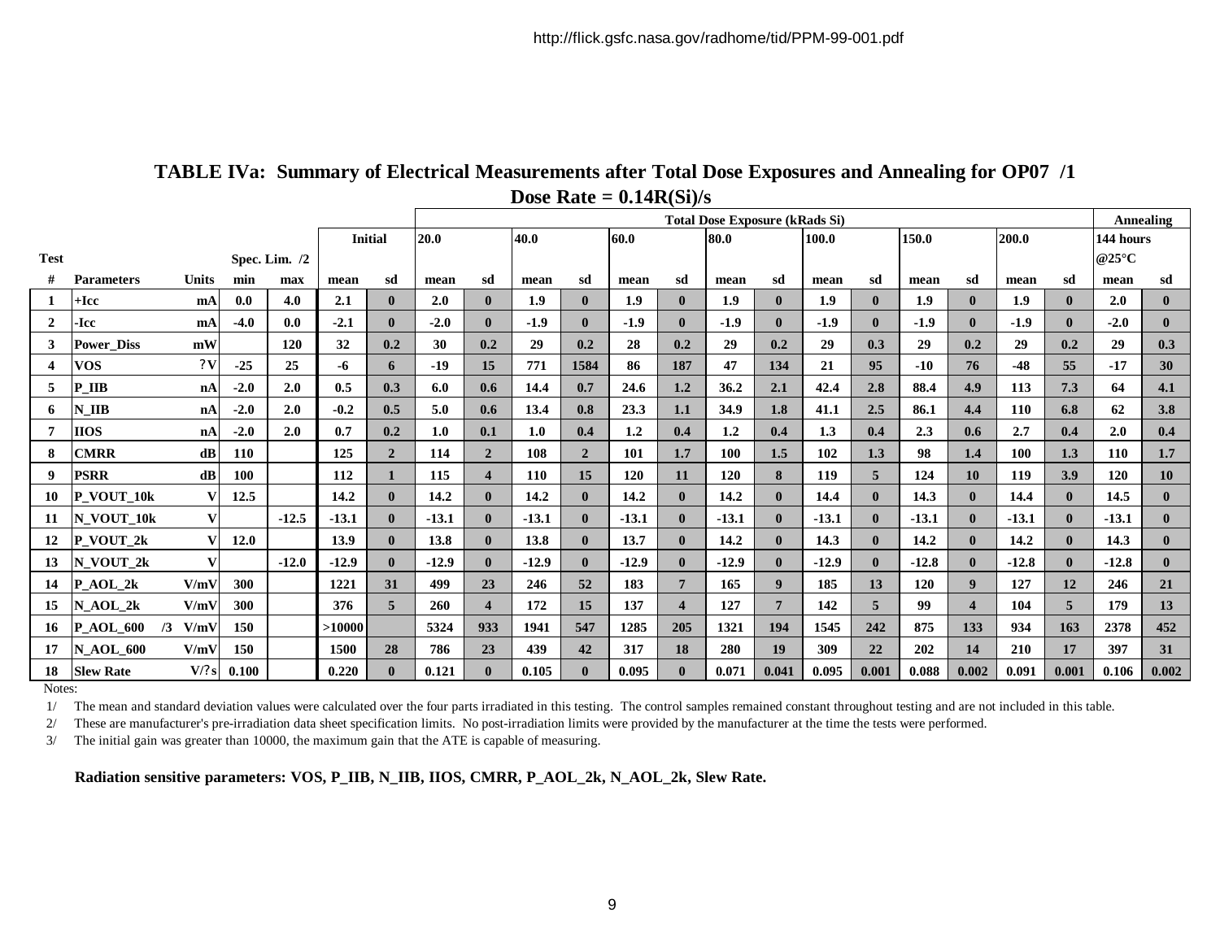http://flick.gsfc.nasa.gov/radhome/tid/PPM-99-001.pdf

## TABLE IVa: Summary of Electrical Measurements after Total Dose Exposures and Annealing for OP07 /1

**Dose Rate = 0.14R(Si)/s**

| | | | | | | | Total Dose Exposure (kRads Si) | | | | | | | | | | | | | | | | Annealing | |
|---|---|---|---|---|---|---|---|---|---|---|---|---|---|---|---|---|---|---|---|---|---|---|---|---|
| | | | | | Initial | | 20.0 | | 40.0 | | 60.0 | | 80.0 | | 100.0 | | 150.0 | | 200.0 | | | | 144 hours @25°C | |
| Test # | Parameters | Units | Spec. Lim. /2 min | max | mean | sd | mean | sd | mean | sd | mean | sd | mean | sd | mean | sd | mean | sd | mean | sd | | | mean | sd |
| 1 | +Icc | mA | 0.0 | 4.0 | 2.1 | 0 | 2.0 | 0 | 1.9 | 0 | 1.9 | 0 | 1.9 | 0 | 1.9 | 0 | 1.9 | 0 | 1.9 | 0 | | | 2.0 | 0 |
| 2 | -Icc | mA | -4.0 | 0.0 | -2.1 | 0 | -2.0 | 0 | -1.9 | 0 | -1.9 | 0 | -1.9 | 0 | -1.9 | 0 | -1.9 | 0 | -1.9 | 0 | | | -2.0 | 0 |
| 3 | Power_Diss | mW | | 120 | 32 | 0.2 | 30 | 0.2 | 29 | 0.2 | 28 | 0.2 | 29 | 0.2 | 29 | 0.3 | 29 | 0.2 | 29 | 0.2 | | | 29 | 0.3 |
| 4 | VOS | ?V | -25 | 25 | -6 | 6 | -19 | 15 | 771 | 1584 | 86 | 187 | 47 | 134 | 21 | 95 | -10 | 76 | -48 | 55 | | | -17 | 30 |
| 5 | P_IIB | nA | -2.0 | 2.0 | 0.5 | 0.3 | 6.0 | 0.6 | 14.4 | 0.7 | 24.6 | 1.2 | 36.2 | 2.1 | 42.4 | 2.8 | 88.4 | 4.9 | 113 | 7.3 | | | 64 | 4.1 |
| 6 | N_IIB | nA | -2.0 | 2.0 | -0.2 | 0.5 | 5.0 | 0.6 | 13.4 | 0.8 | 23.3 | 1.1 | 34.9 | 1.8 | 41.1 | 2.5 | 86.1 | 4.4 | 110 | 6.8 | | | 62 | 3.8 |
| 7 | IIOS | nA | -2.0 | 2.0 | 0.7 | 0.2 | 1.0 | 0.1 | 1.0 | 0.4 | 1.2 | 0.4 | 1.2 | 0.4 | 1.3 | 0.4 | 2.3 | 0.6 | 2.7 | 0.4 | | | 2.0 | 0.4 |
| 8 | CMRR | dB | 110 | | 125 | 2 | 114 | 2 | 108 | 2 | 101 | 1.7 | 100 | 1.5 | 102 | 1.3 | 98 | 1.4 | 100 | 1.3 | | | 110 | 1.7 |
| 9 | PSRR | dB | 100 | | 112 | 1 | 115 | 4 | 110 | 15 | 120 | 11 | 120 | 8 | 119 | 5 | 124 | 10 | 119 | 3.9 | | | 120 | 10 |
| 10 | P_VOUT_10k | V | 12.5 | | 14.2 | 0 | 14.2 | 0 | 14.2 | 0 | 14.2 | 0 | 14.2 | 0 | 14.4 | 0 | 14.3 | 0 | 14.4 | 0 | | | 14.5 | 0 |
| 11 | N_VOUT_10k | V | | -12.5 | -13.1 | 0 | -13.1 | 0 | -13.1 | 0 | -13.1 | 0 | -13.1 | 0 | -13.1 | 0 | -13.1 | 0 | -13.1 | 0 | | | -13.1 | 0 |
| 12 | P_VOUT_2k | V | 12.0 | | 13.9 | 0 | 13.8 | 0 | 13.8 | 0 | 13.7 | 0 | 14.2 | 0 | 14.3 | 0 | 14.2 | 0 | 14.2 | 0 | | | 14.3 | 0 |
| 13 | N_VOUT_2k | V | | -12.0 | -12.9 | 0 | -12.9 | 0 | -12.9 | 0 | -12.9 | 0 | -12.9 | 0 | -12.9 | 0 | -12.8 | 0 | -12.8 | 0 | | | -12.8 | 0 |
| 14 | P_AOL_2k | V/mV | 300 | | 1221 | 31 | 499 | 23 | 246 | 52 | 183 | 7 | 165 | 9 | 185 | 13 | 120 | 9 | 127 | 12 | | | 246 | 21 |
| 15 | N_AOL_2k | V/mV | 300 | | 376 | 5 | 260 | 4 | 172 | 15 | 137 | 4 | 127 | 7 | 142 | 5 | 99 | 4 | 104 | 5 | | | 179 | 13 |
| 16 | P_AOL_600 /3 | V/mV | 150 | | >10000 | | 5324 | 933 | 1941 | 547 | 1285 | 205 | 1321 | 194 | 1545 | 242 | 875 | 133 | 934 | 163 | | | 2378 | 452 |
| 17 | N_AOL_600 | V/mV | 150 | | 1500 | 28 | 786 | 23 | 439 | 42 | 317 | 18 | 280 | 19 | 309 | 22 | 202 | 14 | 210 | 17 | | | 397 | 31 |
| 18 | Slew Rate | V/?s | 0.100 | | 0.220 | 0 | 0.121 | 0 | 0.105 | 0 | 0.095 | 0 | 0.071 | 0.041 | 0.095 | 0.001 | 0.088 | 0.002 | 0.091 | 0.001 | | | 0.106 | 0.002 |

Notes:

1/ The mean and standard deviation values were calculated over the four parts irradiated in this testing. The control samples remained constant throughout testing and are not included in this table.

2/ These are manufacturer's pre-irradiation data sheet specification limits. No post-irradiation limits were provided by the manufacturer at the time the tests were performed.

3/ The initial gain was greater than 10000, the maximum gain that the ATE is capable of measuring.

**Radiation sensitive parameters: VOS, P_IIB, N_IIB, IIOS, CMRR, P_AOL_2k, N_AOL_2k, Slew Rate.**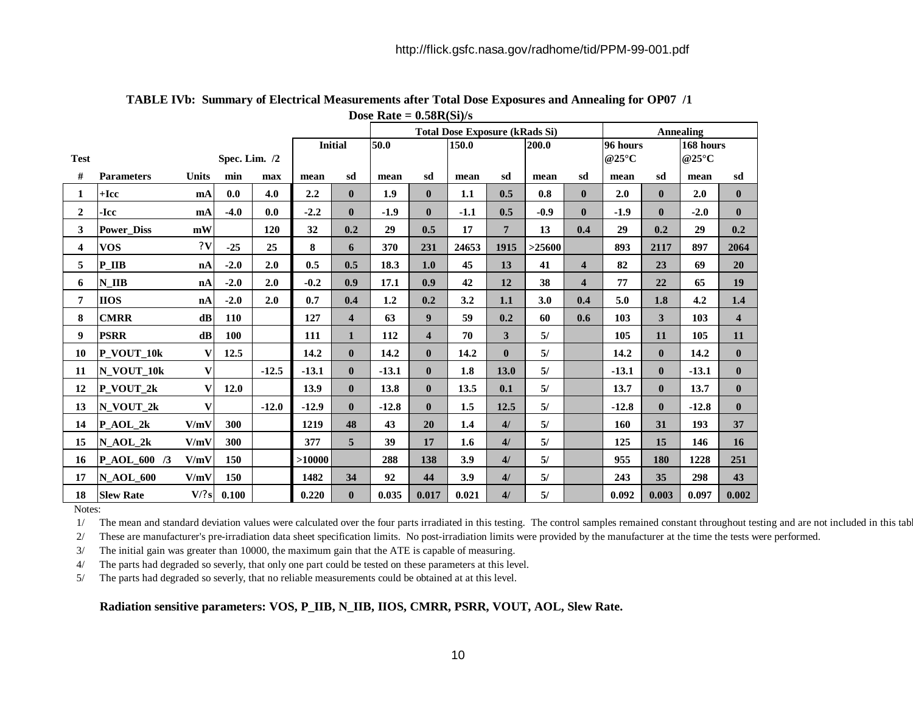http://flick.gsfc.nasa.gov/radhome/tid/PPM-99-001.pdf

**TABLE IVb: Summary of Electrical Measurements after Total Dose Exposures and Annealing for OP07 /1**

**Dose Rate = 0.58R(Si)/s**

| | | | | | | | Total Dose Exposure (kRads Si) | | | | | | Annealing | | | |
|---|---|---|---|---|---|---|---|---|---|---|---|---|---|---|---|---|
| Test | | | Spec. Lim. /2 | | Initial | | 50.0 | | 150.0 | | 200.0 | | 96 hours @25°C | | 168 hours @25°C | |
| # | Parameters | Units | min | max | mean | sd | mean | sd | mean | sd | mean | sd | mean | sd | mean | sd |
| 1 | +Icc | mA | 0.0 | 4.0 | 2.2 | 0 | 1.9 | 0 | 1.1 | 0.5 | 0.8 | 0 | 2.0 | 0 | 2.0 | 0 |
| 2 | -Icc | mA | -4.0 | 0.0 | -2.2 | 0 | -1.9 | 0 | -1.1 | 0.5 | -0.9 | 0 | -1.9 | 0 | -2.0 | 0 |
| 3 | Power_Diss | mW | | 120 | 32 | 0.2 | 29 | 0.5 | 17 | 7 | 13 | 0.4 | 29 | 0.2 | 29 | 0.2 |
| 4 | VOS | ?V | -25 | 25 | 8 | 6 | 370 | 231 | 24653 | 1915 | >25600 | | 893 | 2117 | 897 | 2064 |
| 5 | P_IIB | nA | -2.0 | 2.0 | 0.5 | 0.5 | 18.3 | 1.0 | 45 | 13 | 41 | 4 | 82 | 23 | 69 | 20 |
| 6 | N_IIB | nA | -2.0 | 2.0 | -0.2 | 0.9 | 17.1 | 0.9 | 42 | 12 | 38 | 4 | 77 | 22 | 65 | 19 |
| 7 | IIOS | nA | -2.0 | 2.0 | 0.7 | 0.4 | 1.2 | 0.2 | 3.2 | 1.1 | 3.0 | 0.4 | 5.0 | 1.8 | 4.2 | 1.4 |
| 8 | CMRR | dB | 110 | | 127 | 4 | 63 | 9 | 59 | 0.2 | 60 | 0.6 | 103 | 3 | 103 | 4 |
| 9 | PSRR | dB | 100 | | 111 | 1 | 112 | 4 | 70 | 3 | 5/ | | 105 | 11 | 105 | 11 |
| 10 | P_VOUT_10k | V | 12.5 | | 14.2 | 0 | 14.2 | 0 | 14.2 | 0 | 5/ | | 14.2 | 0 | 14.2 | 0 |
| 11 | N_VOUT_10k | V | | -12.5 | -13.1 | 0 | -13.1 | 0 | 1.8 | 13.0 | 5/ | | -13.1 | 0 | -13.1 | 0 |
| 12 | P_VOUT_2k | V | 12.0 | | 13.9 | 0 | 13.8 | 0 | 13.5 | 0.1 | 5/ | | 13.7 | 0 | 13.7 | 0 |
| 13 | N_VOUT_2k | V | | -12.0 | -12.9 | 0 | -12.8 | 0 | 1.5 | 12.5 | 5/ | | -12.8 | 0 | -12.8 | 0 |
| 14 | P_AOL_2k | V/mV | 300 | | 1219 | 48 | 43 | 20 | 1.4 | 4/ | 5/ | | 160 | 31 | 193 | 37 |
| 15 | N_AOL_2k | V/mV | 300 | | 377 | 5 | 39 | 17 | 1.6 | 4/ | 5/ | | 125 | 15 | 146 | 16 |
| 16 | P_AOL_600 /3 | V/mV | 150 | | >10000 | | 288 | 138 | 3.9 | 4/ | 5/ | | 955 | 180 | 1228 | 251 |
| 17 | N_AOL_600 | V/mV | 150 | | 1482 | 34 | 92 | 44 | 3.9 | 4/ | 5/ | | 243 | 35 | 298 | 43 |
| 18 | Slew Rate | V/?s | 0.100 | | 0.220 | 0 | 0.035 | 0.017 | 0.021 | 4/ | 5/ | | 0.092 | 0.003 | 0.097 | 0.002 |

Notes:

1/ The mean and standard deviation values were calculated over the four parts irradiated in this testing. The control samples remained constant throughout testing and are not included in this tabl

2/ These are manufacturer's pre-irradiation data sheet specification limits. No post-irradiation limits were provided by the manufacturer at the time the tests were performed.

3/ The initial gain was greater than 10000, the maximum gain that the ATE is capable of measuring.

4/ The parts had degraded so severly, that only one part could be tested on these parameters at this level.

5/ The parts had degraded so severly, that no reliable measurements could be obtained at at this level.

**Radiation sensitive parameters: VOS, P_IIB, N_IIB, IIOS, CMRR, PSRR, VOUT, AOL, Slew Rate.**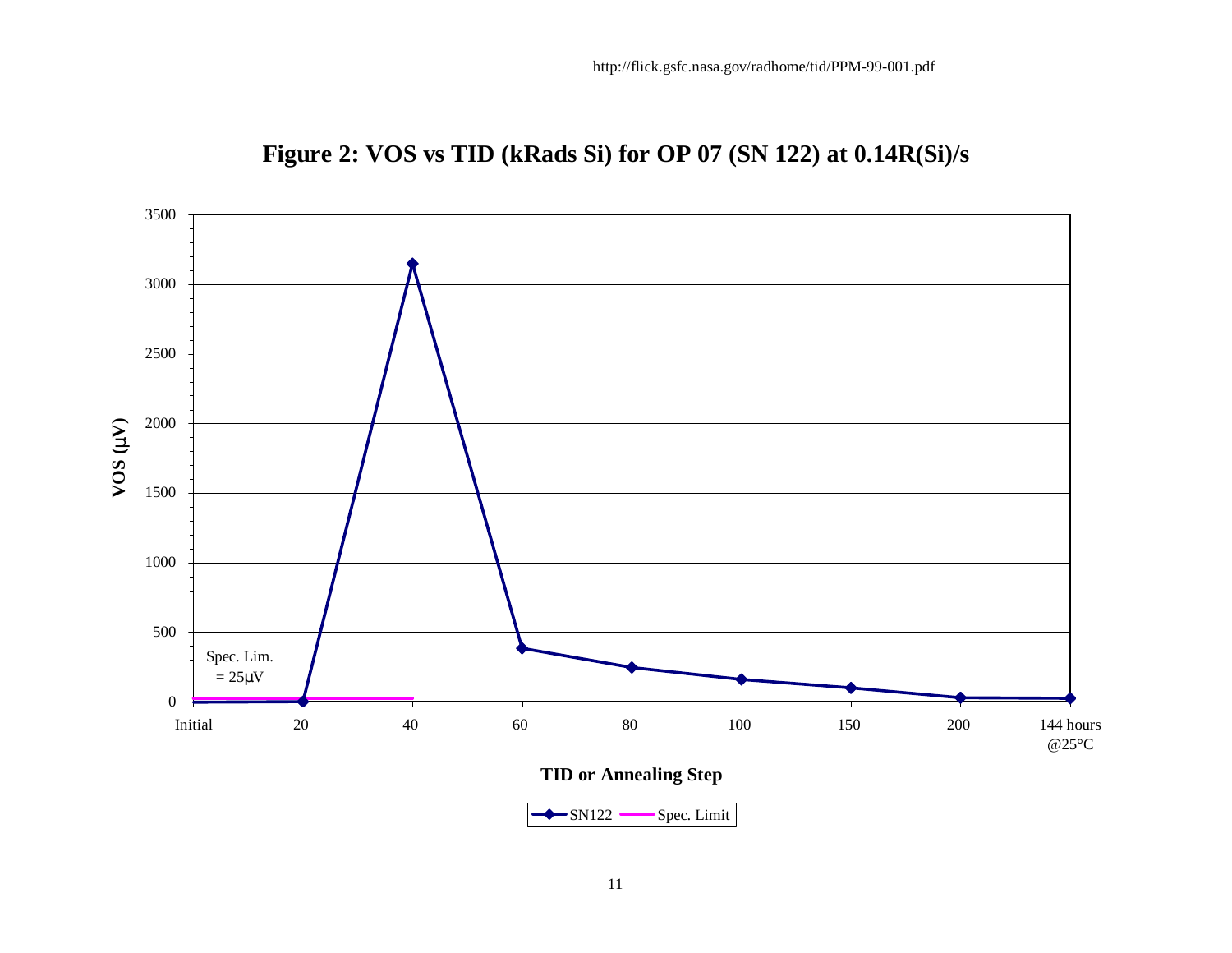http://flick.gsfc.nasa.gov/radhome/tid/PPM-99-001.pdf

**Figure 2: VOS vs TID (kRads Si) for OP 07 (SN 122) at 0.14R(Si)/s**

VOS (µV)

3500
3000
2500
2000
1500
1000
500
0

Spec. Lim.
= 25µV

Initial 20 40 60 80 100 150 200 144 hours @25°C

**TID or Annealing Step**

SN122 Spec. Limit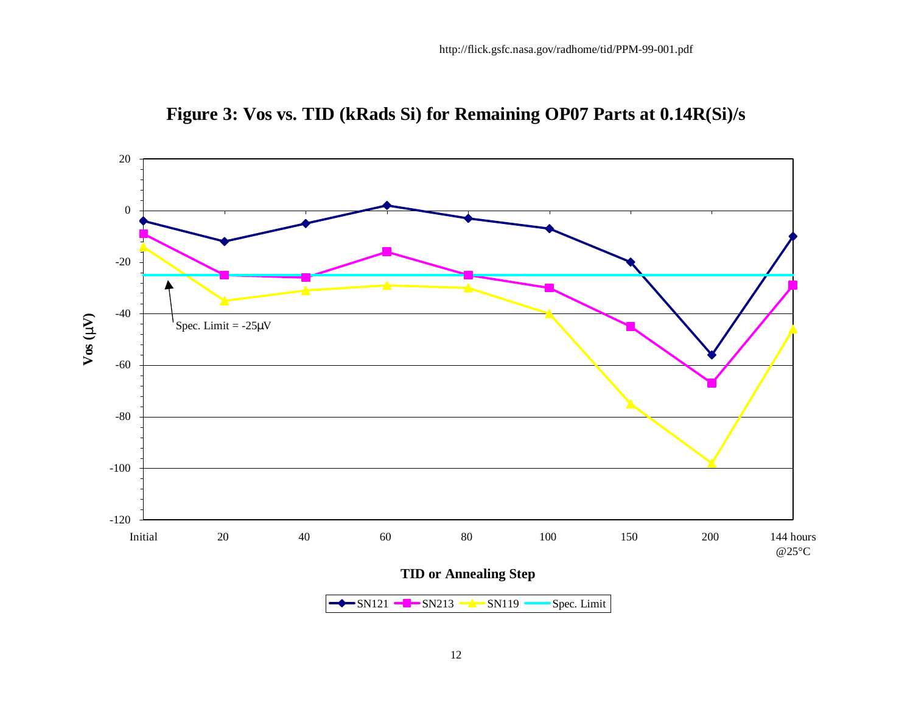http://flick.gsfc.nasa.gov/radhome/tid/PPM-99-001.pdf

**Figure 3: Vos vs. TID (kRads Si) for Remaining OP07 Parts at 0.14R(Si)/s**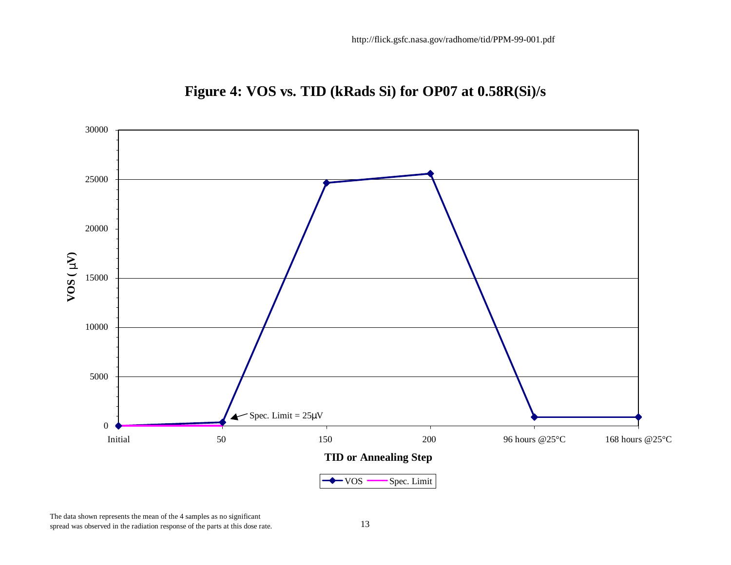http://flick.gsfc.nasa.gov/radhome/tid/PPM-99-001.pdf

# Figure 4: VOS vs. TID (kRads Si) for OP07 at 0.58R(Si)/s

VOS ( μV)

30000
25000
20000
15000
10000
5000
0

Spec. Limit = 25μV

Initial | 50 | 150 | 200 | 96 hours @25°C | 168 hours @25°C

**TID or Annealing Step**

VOS — Spec. Limit

The data shown represents the mean of the 4 samples as no significant spread was observed in the radiation response of the parts at this dose rate.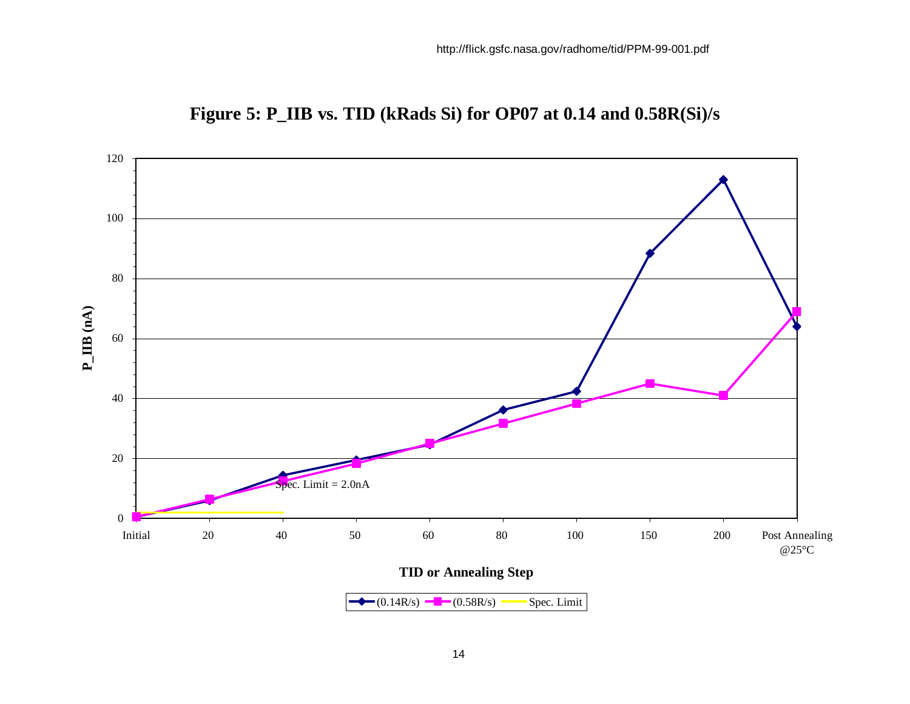http://flick.gsfc.nasa.gov/radhome/tid/PPM-99-001.pdf

**Figure 5: P_IIB vs. TID (kRads Si) for OP07 at 0.14 and 0.58R(Si)/s**

P_IIB (nA)

Spec. Limit = 2.0nA

TID or Annealing Step

Initial, 20, 40, 50, 60, 80, 100, 150, 200, Post Annealing @25°C

(0.14R/s) (0.58R/s) Spec. Limit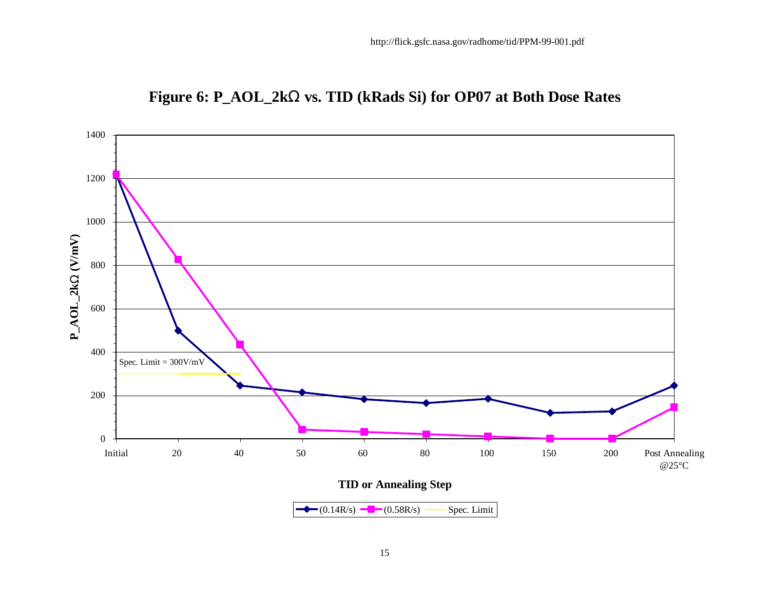http://flick.gsfc.nasa.gov/radhome/tid/PPM-99-001.pdf

# Figure 6: P_AOL_2kΩ vs. TID (kRads Si) for OP07 at Both Dose Rates

P_AOL_2kΩ (V/mV)

1400
1200
1000
800
600
400
200
0

Spec. Limit = 300V/mV

Initial
20
40
50
60
80
100
150
200
Post Annealing @25°C

TID or Annealing Step

(0.14R/s) (0.58R/s) Spec. Limit